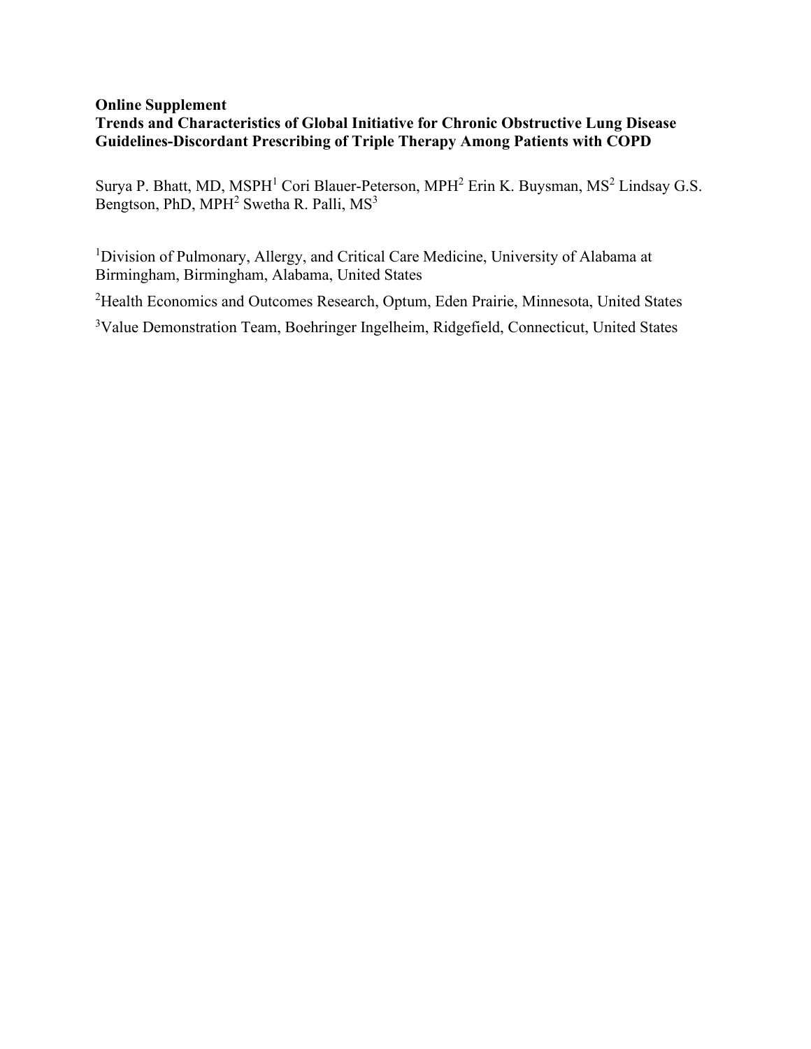**Online Supplement**

**Trends and Characteristics of Global Initiative for Chronic Obstructive Lung Disease Guidelines-Discordant Prescribing of Triple Therapy Among Patients with COPD**

Surya P. Bhatt, MD, MSPH[1] Cori Blauer-Peterson, MPH[2] Erin K. Buysman, MS[2] Lindsay G.S. Bengtson, PhD, MPH[2] Swetha R. Palli, MS[3]

[1]Division of Pulmonary, Allergy, and Critical Care Medicine, University of Alabama at Birmingham, Birmingham, Alabama, United States

[2]Health Economics and Outcomes Research, Optum, Eden Prairie, Minnesota, United States

[3]Value Demonstration Team, Boehringer Ingelheim, Ridgefield, Connecticut, United States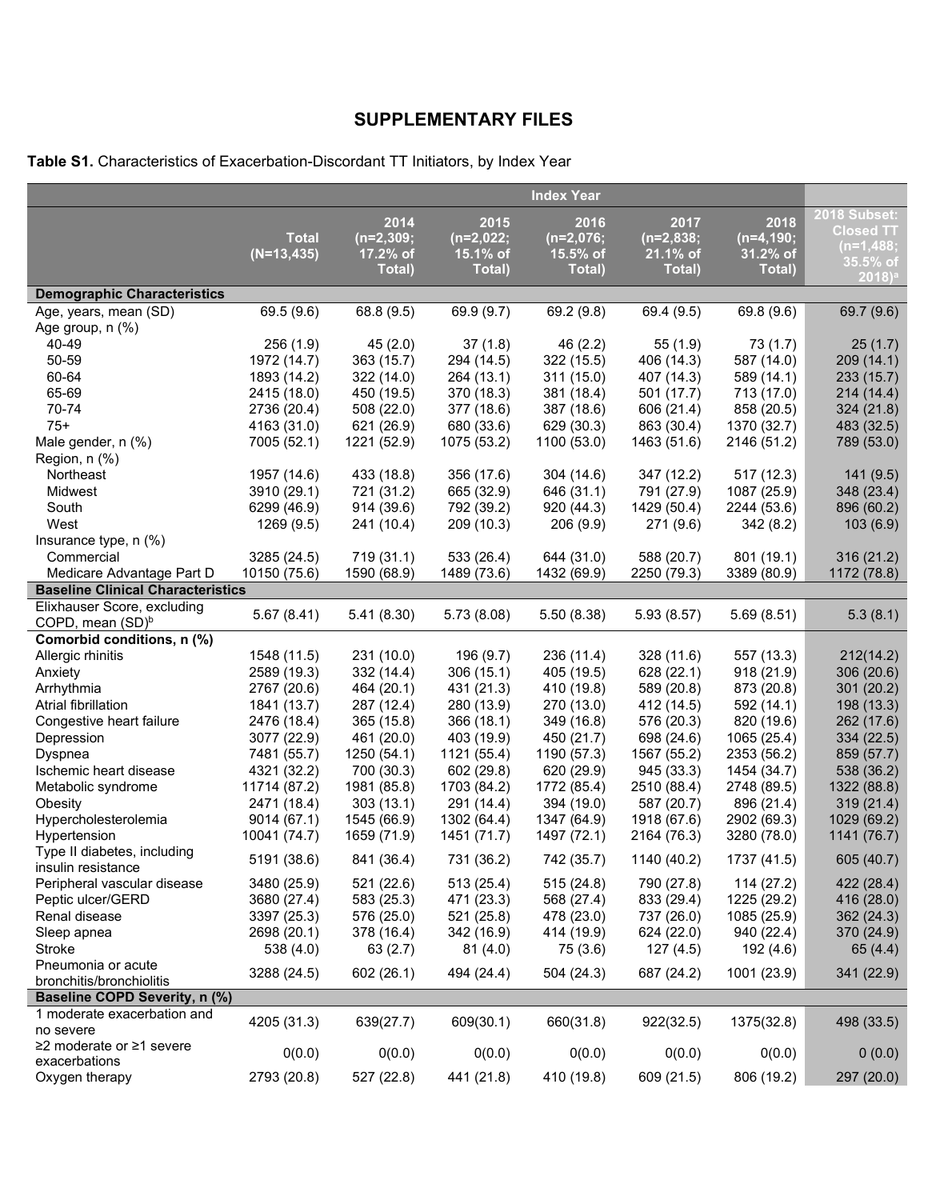# SUPPLEMENTARY FILES

**Table S1.** Characteristics of Exacerbation-Discordant TT Initiators, by Index Year

| | | Index Year | | | | | |
|---|---|---|---|---|---|---|---|
| | Total (N=13,435) | 2014 (n=2,309; 17.2% of Total) | 2015 (n=2,022; 15.1% of Total) | 2016 (n=2,076; 15.5% of Total) | 2017 (n=2,838; 21.1% of Total) | 2018 (n=4,190; 31.2% of Total) | 2018 Subset: Closed TT (n=1,488; 35.5% of 2018)[a] |
| **Demographic Characteristics** | | | | | | | |
| Age, years, mean (SD) | 69.5 (9.6) | 68.8 (9.5) | 69.9 (9.7) | 69.2 (9.8) | 69.4 (9.5) | 69.8 (9.6) | 69.7 (9.6) |
| Age group, n (%) | | | | | | | |
| 40-49 | 256 (1.9) | 45 (2.0) | 37 (1.8) | 46 (2.2) | 55 (1.9) | 73 (1.7) | 25 (1.7) |
| 50-59 | 1972 (14.7) | 363 (15.7) | 294 (14.5) | 322 (15.5) | 406 (14.3) | 587 (14.0) | 209 (14.1) |
| 60-64 | 1893 (14.2) | 322 (14.0) | 264 (13.1) | 311 (15.0) | 407 (14.3) | 589 (14.1) | 233 (15.7) |
| 65-69 | 2415 (18.0) | 450 (19.5) | 370 (18.3) | 381 (18.4) | 501 (17.7) | 713 (17.0) | 214 (14.4) |
| 70-74 | 2736 (20.4) | 508 (22.0) | 377 (18.6) | 387 (18.6) | 606 (21.4) | 858 (20.5) | 324 (21.8) |
| 75+ | 4163 (31.0) | 621 (26.9) | 680 (33.6) | 629 (30.3) | 863 (30.4) | 1370 (32.7) | 483 (32.5) |
| Male gender, n (%) | 7005 (52.1) | 1221 (52.9) | 1075 (53.2) | 1100 (53.0) | 1463 (51.6) | 2146 (51.2) | 789 (53.0) |
| Region, n (%) | | | | | | | |
| Northeast | 1957 (14.6) | 433 (18.8) | 356 (17.6) | 304 (14.6) | 347 (12.2) | 517 (12.3) | 141 (9.5) |
| Midwest | 3910 (29.1) | 721 (31.2) | 665 (32.9) | 646 (31.1) | 791 (27.9) | 1087 (25.9) | 348 (23.4) |
| South | 6299 (46.9) | 914 (39.6) | 792 (39.2) | 920 (44.3) | 1429 (50.4) | 2244 (53.6) | 896 (60.2) |
| West | 1269 (9.5) | 241 (10.4) | 209 (10.3) | 206 (9.9) | 271 (9.6) | 342 (8.2) | 103 (6.9) |
| Insurance type, n (%) | | | | | | | |
| Commercial | 3285 (24.5) | 719 (31.1) | 533 (26.4) | 644 (31.0) | 588 (20.7) | 801 (19.1) | 316 (21.2) |
| Medicare Advantage Part D | 10150 (75.6) | 1590 (68.9) | 1489 (73.6) | 1432 (69.9) | 2250 (79.3) | 3389 (80.9) | 1172 (78.8) |
| **Baseline Clinical Characteristics** | | | | | | | |
| Elixhauser Score, excluding COPD, mean (SD)[b] | 5.67 (8.41) | 5.41 (8.30) | 5.73 (8.08) | 5.50 (8.38) | 5.93 (8.57) | 5.69 (8.51) | 5.3 (8.1) |
| **Comorbid conditions, n (%)** | | | | | | | |
| Allergic rhinitis | 1548 (11.5) | 231 (10.0) | 196 (9.7) | 236 (11.4) | 328 (11.6) | 557 (13.3) | 212(14.2) |
| Anxiety | 2589 (19.3) | 332 (14.4) | 306 (15.1) | 405 (19.5) | 628 (22.1) | 918 (21.9) | 306 (20.6) |
| Arrhythmia | 2767 (20.6) | 464 (20.1) | 431 (21.3) | 410 (19.8) | 589 (20.8) | 873 (20.8) | 301 (20.2) |
| Atrial fibrillation | 1841 (13.7) | 287 (12.4) | 280 (13.9) | 270 (13.0) | 412 (14.5) | 592 (14.1) | 198 (13.3) |
| Congestive heart failure | 2476 (18.4) | 365 (15.8) | 366 (18.1) | 349 (16.8) | 576 (20.3) | 820 (19.6) | 262 (17.6) |
| Depression | 3077 (22.9) | 461 (20.0) | 403 (19.9) | 450 (21.7) | 698 (24.6) | 1065 (25.4) | 334 (22.5) |
| Dyspnea | 7481 (55.7) | 1250 (54.1) | 1121 (55.4) | 1190 (57.3) | 1567 (55.2) | 2353 (56.2) | 859 (57.7) |
| Ischemic heart disease | 4321 (32.2) | 700 (30.3) | 602 (29.8) | 620 (29.9) | 945 (33.3) | 1454 (34.7) | 538 (36.2) |
| Metabolic syndrome | 11714 (87.2) | 1981 (85.8) | 1703 (84.2) | 1772 (85.4) | 2510 (88.4) | 2748 (89.5) | 1322 (88.8) |
| Obesity | 2471 (18.4) | 303 (13.1) | 291 (14.4) | 394 (19.0) | 587 (20.7) | 896 (21.4) | 319 (21.4) |
| Hypercholesterolemia | 9014 (67.1) | 1545 (66.9) | 1302 (64.4) | 1347 (64.9) | 1918 (67.6) | 2902 (69.3) | 1029 (69.2) |
| Hypertension | 10041 (74.7) | 1659 (71.9) | 1451 (71.7) | 1497 (72.1) | 2164 (76.3) | 3280 (78.0) | 1141 (76.7) |
| Type II diabetes, including insulin resistance | 5191 (38.6) | 841 (36.4) | 731 (36.2) | 742 (35.7) | 1140 (40.2) | 1737 (41.5) | 605 (40.7) |
| Peripheral vascular disease | 3480 (25.9) | 521 (22.6) | 513 (25.4) | 515 (24.8) | 790 (27.8) | 114 (27.2) | 422 (28.4) |
| Peptic ulcer/GERD | 3680 (27.4) | 583 (25.3) | 471 (23.3) | 568 (27.4) | 833 (29.4) | 1225 (29.2) | 416 (28.0) |
| Renal disease | 3397 (25.3) | 576 (25.0) | 521 (25.8) | 478 (23.0) | 737 (26.0) | 1085 (25.9) | 362 (24.3) |
| Sleep apnea | 2698 (20.1) | 378 (16.4) | 342 (16.9) | 414 (19.9) | 624 (22.0) | 940 (22.4) | 370 (24.9) |
| Stroke | 538 (4.0) | 63 (2.7) | 81 (4.0) | 75 (3.6) | 127 (4.5) | 192 (4.6) | 65 (4.4) |
| Pneumonia or acute bronchitis/bronchiolitis | 3288 (24.5) | 602 (26.1) | 494 (24.4) | 504 (24.3) | 687 (24.2) | 1001 (23.9) | 341 (22.9) |
| **Baseline COPD Severity, n (%)** | | | | | | | |
| 1 moderate exacerbation and no severe | 4205 (31.3) | 639(27.7) | 609(30.1) | 660(31.8) | 922(32.5) | 1375(32.8) | 498 (33.5) |
| ≥2 moderate or ≥1 severe exacerbations | 0(0.0) | 0(0.0) | 0(0.0) | 0(0.0) | 0(0.0) | 0(0.0) | 0 (0.0) |
| Oxygen therapy | 2793 (20.8) | 527 (22.8) | 441 (21.8) | 410 (19.8) | 609 (21.5) | 806 (19.2) | 297 (20.0) |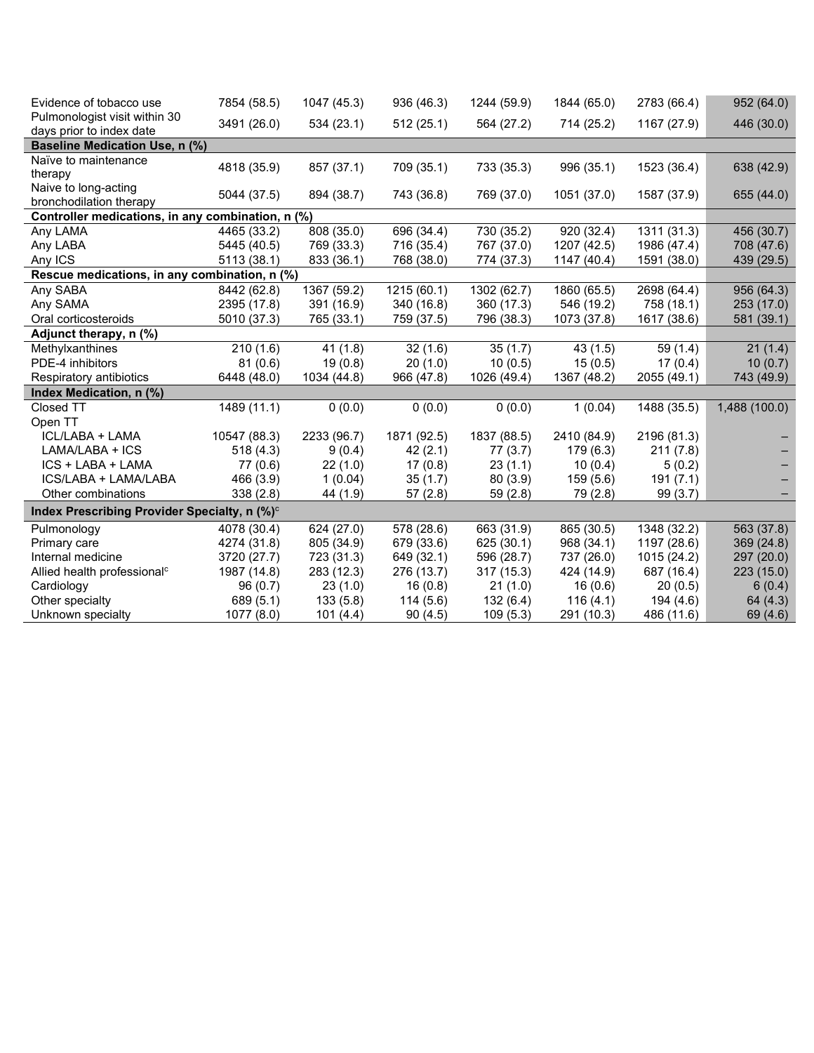| | | | | | | | |
|---|---|---|---|---|---|---|---|
| Evidence of tobacco use | 7854 (58.5) | 1047 (45.3) | 936 (46.3) | 1244 (59.9) | 1844 (65.0) | 2783 (66.4) | 952 (64.0) |
| Pulmonologist visit within 30 days prior to index date | 3491 (26.0) | 534 (23.1) | 512 (25.1) | 564 (27.2) | 714 (25.2) | 1167 (27.9) | 446 (30.0) |
| **Baseline Medication Use, n (%)** | | | | | | | |
| Naïve to maintenance therapy | 4818 (35.9) | 857 (37.1) | 709 (35.1) | 733 (35.3) | 996 (35.1) | 1523 (36.4) | 638 (42.9) |
| Naive to long-acting bronchodilation therapy | 5044 (37.5) | 894 (38.7) | 743 (36.8) | 769 (37.0) | 1051 (37.0) | 1587 (37.9) | 655 (44.0) |
| **Controller medications, in any combination, n (%)** | | | | | | | |
| Any LAMA | 4465 (33.2) | 808 (35.0) | 696 (34.4) | 730 (35.2) | 920 (32.4) | 1311 (31.3) | 456 (30.7) |
| Any LABA | 5445 (40.5) | 769 (33.3) | 716 (35.4) | 767 (37.0) | 1207 (42.5) | 1986 (47.4) | 708 (47.6) |
| Any ICS | 5113 (38.1) | 833 (36.1) | 768 (38.0) | 774 (37.3) | 1147 (40.4) | 1591 (38.0) | 439 (29.5) |
| **Rescue medications, in any combination, n (%)** | | | | | | | |
| Any SABA | 8442 (62.8) | 1367 (59.2) | 1215 (60.1) | 1302 (62.7) | 1860 (65.5) | 2698 (64.4) | 956 (64.3) |
| Any SAMA | 2395 (17.8) | 391 (16.9) | 340 (16.8) | 360 (17.3) | 546 (19.2) | 758 (18.1) | 253 (17.0) |
| Oral corticosteroids | 5010 (37.3) | 765 (33.1) | 759 (37.5) | 796 (38.3) | 1073 (37.8) | 1617 (38.6) | 581 (39.1) |
| **Adjunct therapy, n (%)** | | | | | | | |
| Methylxanthines | 210 (1.6) | 41 (1.8) | 32 (1.6) | 35 (1.7) | 43 (1.5) | 59 (1.4) | 21 (1.4) |
| PDE-4 inhibitors | 81 (0.6) | 19 (0.8) | 20 (1.0) | 10 (0.5) | 15 (0.5) | 17 (0.4) | 10 (0.7) |
| Respiratory antibiotics | 6448 (48.0) | 1034 (44.8) | 966 (47.8) | 1026 (49.4) | 1367 (48.2) | 2055 (49.1) | 743 (49.9) |
| **Index Medication, n (%)** | | | | | | | |
| Closed TT | 1489 (11.1) | 0 (0.0) | 0 (0.0) | 0 (0.0) | 1 (0.04) | 1488 (35.5) | 1,488 (100.0) |
| Open TT | | | | | | | |
| ICL/LABA + LAMA | 10547 (88.3) | 2233 (96.7) | 1871 (92.5) | 1837 (88.5) | 2410 (84.9) | 2196 (81.3) | – |
| LAMA/LABA + ICS | 518 (4.3) | 9 (0.4) | 42 (2.1) | 77 (3.7) | 179 (6.3) | 211 (7.8) | – |
| ICS + LABA + LAMA | 77 (0.6) | 22 (1.0) | 17 (0.8) | 23 (1.1) | 10 (0.4) | 5 (0.2) | – |
| ICS/LABA + LAMA/LABA | 466 (3.9) | 1 (0.04) | 35 (1.7) | 80 (3.9) | 159 (5.6) | 191 (7.1) | – |
| Other combinations | 338 (2.8) | 44 (1.9) | 57 (2.8) | 59 (2.8) | 79 (2.8) | 99 (3.7) | – |
| **Index Prescribing Provider Specialty, n (%)[c]** | | | | | | | |
| Pulmonology | 4078 (30.4) | 624 (27.0) | 578 (28.6) | 663 (31.9) | 865 (30.5) | 1348 (32.2) | 563 (37.8) |
| Primary care | 4274 (31.8) | 805 (34.9) | 679 (33.6) | 625 (30.1) | 968 (34.1) | 1197 (28.6) | 369 (24.8) |
| Internal medicine | 3720 (27.7) | 723 (31.3) | 649 (32.1) | 596 (28.7) | 737 (26.0) | 1015 (24.2) | 297 (20.0) |
| Allied health professional[c] | 1987 (14.8) | 283 (12.3) | 276 (13.7) | 317 (15.3) | 424 (14.9) | 687 (16.4) | 223 (15.0) |
| Cardiology | 96 (0.7) | 23 (1.0) | 16 (0.8) | 21 (1.0) | 16 (0.6) | 20 (0.5) | 6 (0.4) |
| Other specialty | 689 (5.1) | 133 (5.8) | 114 (5.6) | 132 (6.4) | 116 (4.1) | 194 (4.6) | 64 (4.3) |
| Unknown specialty | 1077 (8.0) | 101 (4.4) | 90 (4.5) | 109 (5.3) | 291 (10.3) | 486 (11.6) | 69 (4.6) |